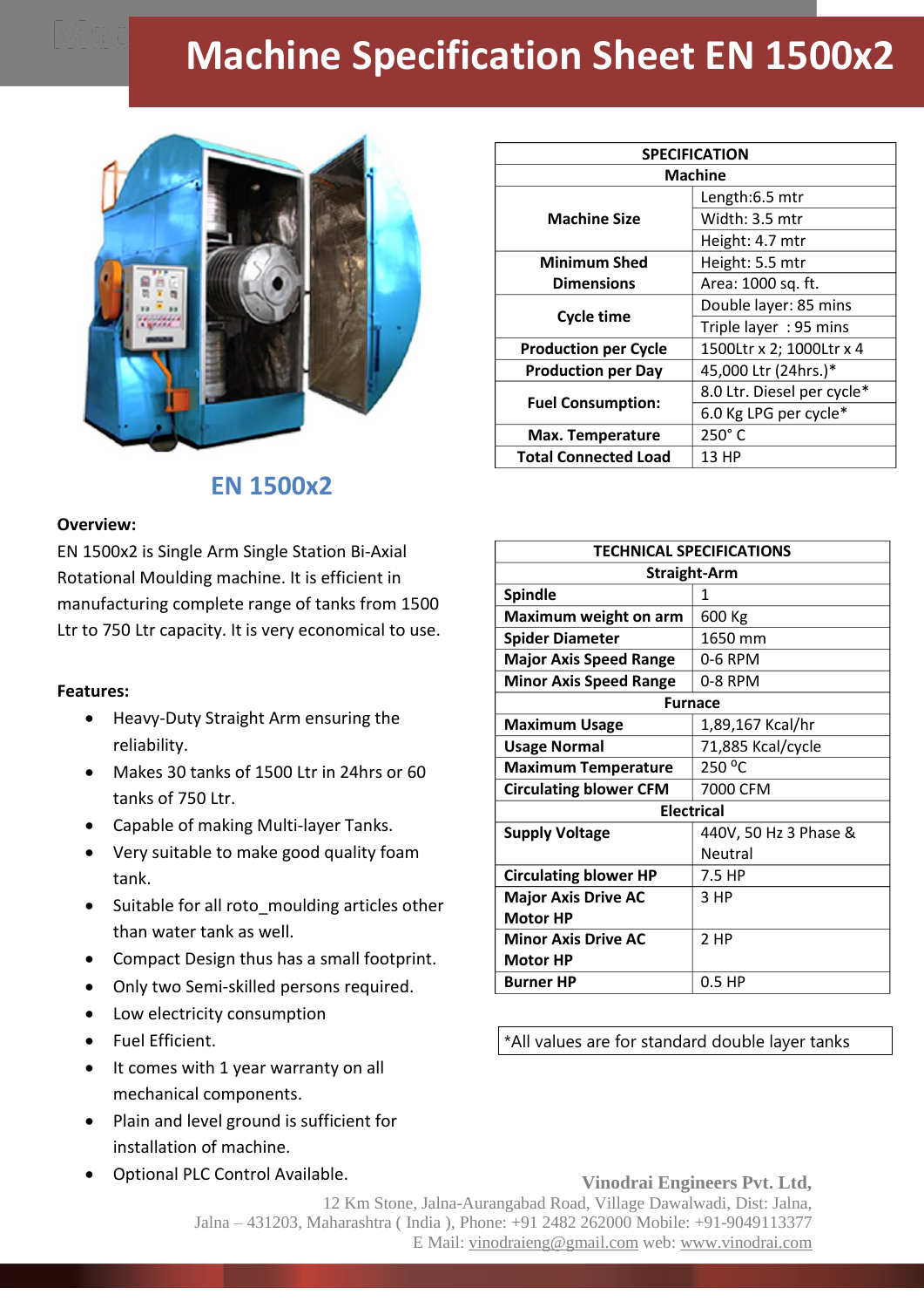# Machine Specification Sheet EN 1500x2

## EN 1500x2

**Overview:**

EN 1500x2 is Single Arm Single Station Bi-Axial Rotational Moulding machine. It is efficient in manufacturing complete range of tanks from 1500 Ltr to 750 Ltr capacity. It is very economical to use.

**Features:**

- Heavy-Duty Straight Arm ensuring the reliability.
- Makes 30 tanks of 1500 Ltr in 24hrs or 60 tanks of 750 Ltr.
- Capable of making Multi-layer Tanks.
- Very suitable to make good quality foam tank.
- Suitable for all roto_moulding articles other than water tank as well.
- Compact Design thus has a small footprint.
- Only two Semi-skilled persons required.
- Low electricity consumption
- Fuel Efficient.
- It comes with 1 year warranty on all mechanical components.
- Plain and level ground is sufficient for installation of machine.
- Optional PLC Control Available.

| SPECIFICATION | |
|---|---|
| **Machine** | |
| **Machine Size** | Length:6.5 mtr |
| | Width: 3.5 mtr |
| | Height: 4.7 mtr |
| **Minimum Shed Dimensions** | Height: 5.5 mtr |
| | Area: 1000 sq. ft. |
| **Cycle time** | Double layer: 85 mins |
| | Triple layer : 95 mins |
| **Production per Cycle** | 1500Ltr x 2; 1000Ltr x 4 |
| **Production per Day** | 45,000 Ltr (24hrs.)* |
| **Fuel Consumption:** | 8.0 Ltr. Diesel per cycle* |
| | 6.0 Kg LPG per cycle* |
| **Max. Temperature** | 250° C |
| **Total Connected Load** | 13 HP |

| TECHNICAL SPECIFICATIONS | |
|---|---|
| **Straight-Arm** | |
| **Spindle** | 1 |
| **Maximum weight on arm** | 600 Kg |
| **Spider Diameter** | 1650 mm |
| **Major Axis Speed Range** | 0-6 RPM |
| **Minor Axis Speed Range** | 0-8 RPM |
| **Furnace** | |
| **Maximum Usage** | 1,89,167 Kcal/hr |
| **Usage Normal** | 71,885 Kcal/cycle |
| **Maximum Temperature** | 250 °C |
| **Circulating blower CFM** | 7000 CFM |
| **Electrical** | |
| **Supply Voltage** | 440V, 50 Hz 3 Phase & Neutral |
| **Circulating blower HP** | 7.5 HP |
| **Major Axis Drive AC Motor HP** | 3 HP |
| **Minor Axis Drive AC Motor HP** | 2 HP |
| **Burner HP** | 0.5 HP |

*All values are for standard double layer tanks

**Vinodrai Engineers Pvt. Ltd,**
12 Km Stone, Jalna-Aurangabad Road, Village Dawalwadi, Dist: Jalna,
Jalna – 431203, Maharashtra ( India ), Phone: +91 2482 262000 Mobile: +91-9049113377
E Mail: vinodraieng@gmail.com web: www.vinodrai.com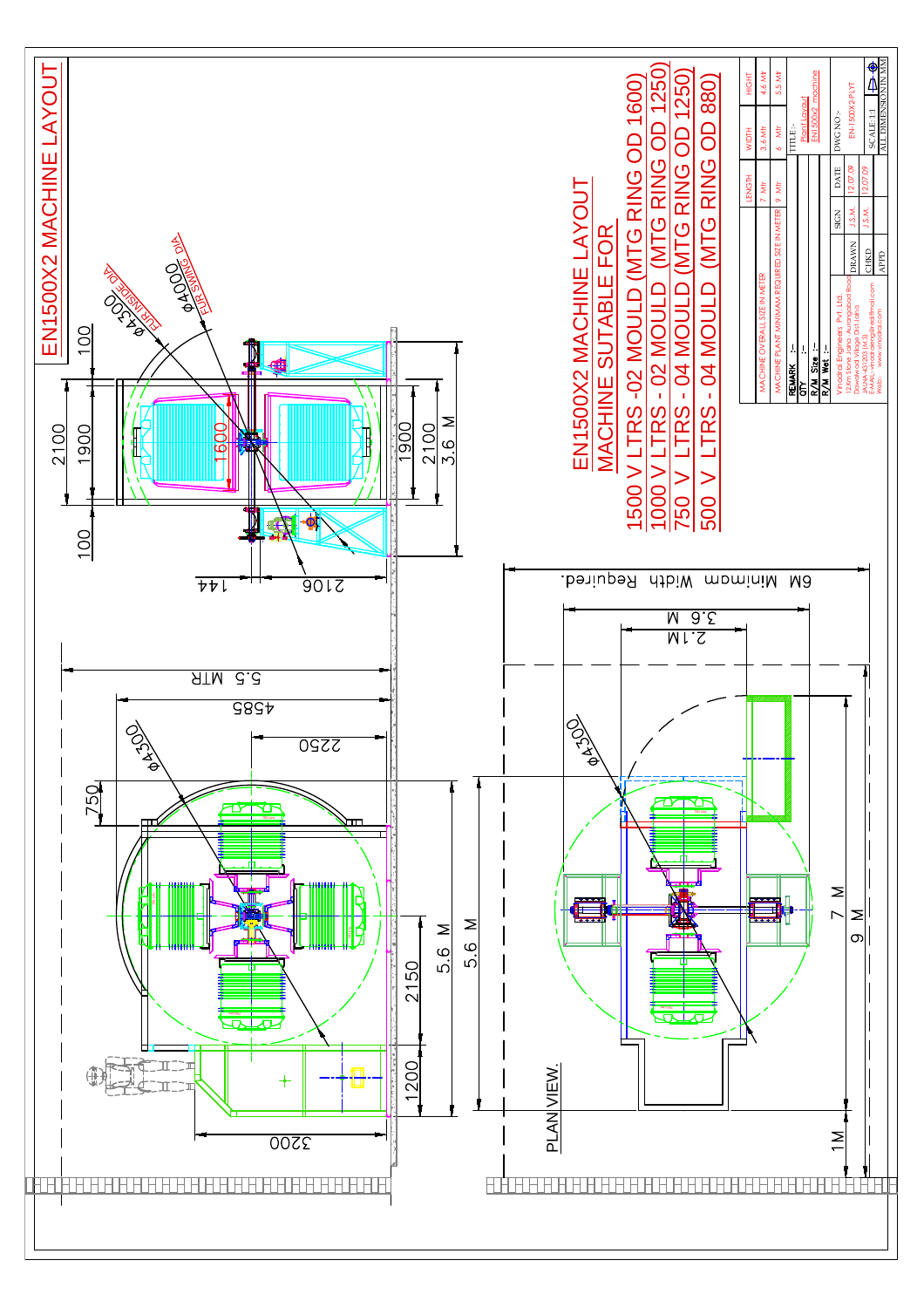# EN1500X2 MACHINE LAYOUT

## EN1500X2 MACHINE LAYOUT MACHINE SUTABLE FOR

1500 V LTRS -02 MOULD (MTG RING OD 1600)
1000 V LTRS - 02 MOULD (MTG RING OD 1250)
750 V LTRS - 04 MOULD (MTG RING OD 1250)
500 V LTRS - 04 MOULD (MTG RING OD 880)

φ4300 FUR INSIDE DIA

φ4000 FUR SWING DIA

100
2100
1900
100
1600
1900
2100
3.6 M
144
2106
5.5 MTR
4585
2250
750
φ4300
5.6 M
2150
1200
3200

PLAN VIEW.

6M Minimum Width Required.
3.6 M
2.1M
φ4300
7 M
9 M
1 M

| | LENGTH | WIDTH | HIGHT |
|---|---|---|---|
| MACHINE OVERALL SIZE IN METER | 7 Mtr | 3.6 Mtr | 4.6 Mtr |
| MACHINE PLANT MINIMAM REQUIRED SIZE IN METER | 9 Mtr | 6 Mtr | 5.5 Mtr |

REMARK :-
QTY :-
R/M Size :-
R/M Wet :-

TITLE :- Plant Layout EN1500x2 machine

Vinodrai Engineers Pvt. Ltd.
12 Km Stone Jalna - Aurangabad Road
Dawalwadi Village Dist Jalna
JALNA-431203 (M.S)
E-MAIL:- vinodraieng@rediffmail.com
Web:- www.vinodrai.com

| | SIGN | DATE |
|---|---|---|
| DRAWN | J.S.M. | 12.07.09 |
| CHKD | J.S.M. | 12.07.09 |
| APPD | | |

DWG NO :- EN-1500X2-PLYT

SCALE 1:1

ALL DIMENSION IN MM